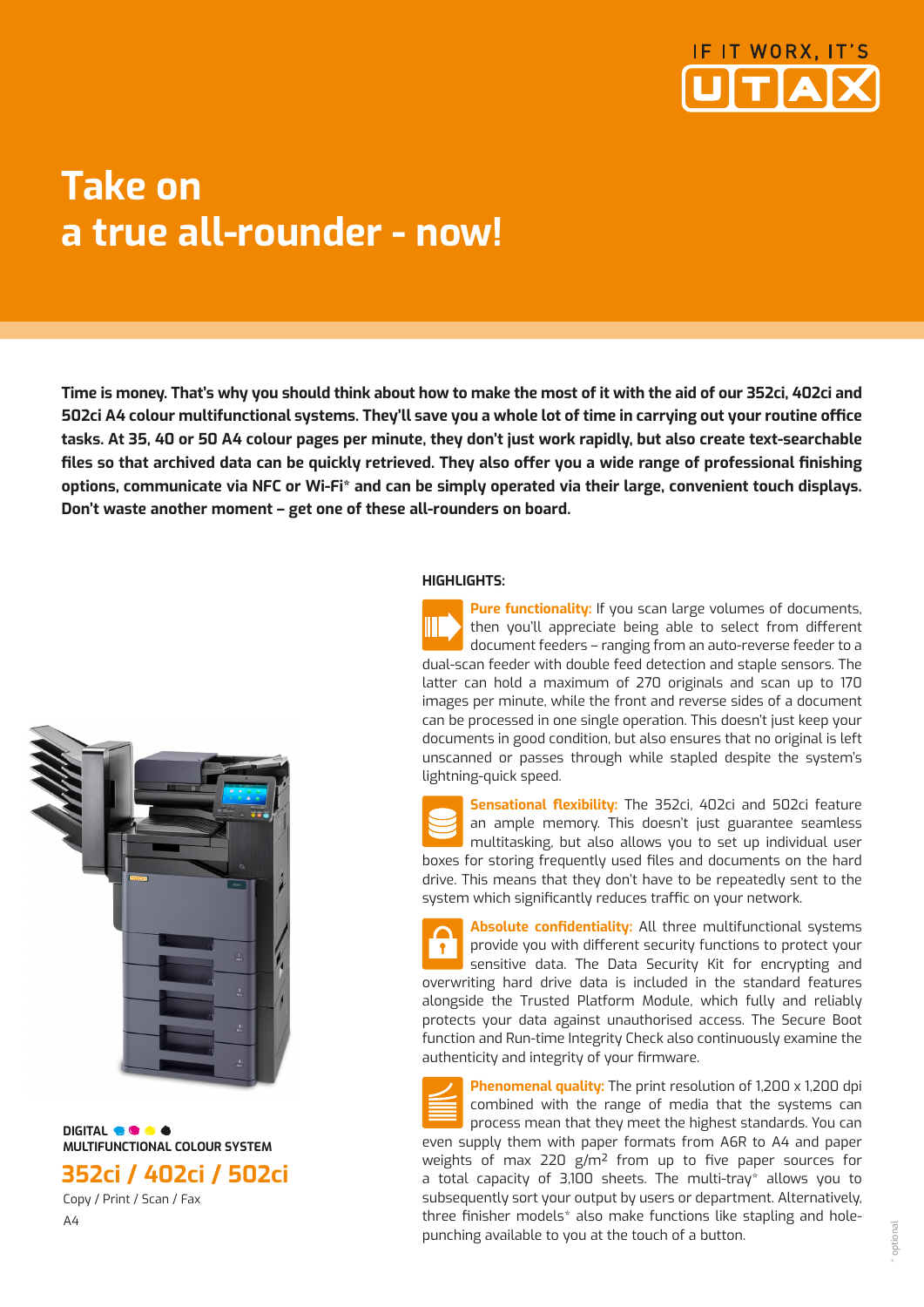IF IT WORX, IT'S UTAX

# Take on a true all-rounder - now!

**Time is money. That's why you should think about how to make the most of it with the aid of our 352ci, 402ci and 502ci A4 colour multifunctional systems. They'll save you a whole lot of time in carrying out your routine office tasks. At 35, 40 or 50 A4 colour pages per minute, they don't just work rapidly, but also create text-searchable files so that archived data can be quickly retrieved. They also offer you a wide range of professional finishing options, communicate via NFC or Wi-Fi* and can be simply operated via their large, convenient touch displays. Don't waste another moment – get one of these all-rounders on board.**

**DIGITAL**
**MULTIFUNCTIONAL COLOUR SYSTEM**

## 352ci / 402ci / 502ci

Copy / Print / Scan / Fax

A4

### HIGHLIGHTS:

**Pure functionality:** If you scan large volumes of documents, then you'll appreciate being able to select from different document feeders – ranging from an auto-reverse feeder to a dual-scan feeder with double feed detection and staple sensors. The latter can hold a maximum of 270 originals and scan up to 170 images per minute, while the front and reverse sides of a document can be processed in one single operation. This doesn't just keep your documents in good condition, but also ensures that no original is left unscanned or passes through while stapled despite the system's lightning-quick speed.

**Sensational flexibility:** The 352ci, 402ci and 502ci feature an ample memory. This doesn't just guarantee seamless multitasking, but also allows you to set up individual user boxes for storing frequently used files and documents on the hard drive. This means that they don't have to be repeatedly sent to the system which significantly reduces traffic on your network.

**Absolute confidentiality:** All three multifunctional systems provide you with different security functions to protect your sensitive data. The Data Security Kit for encrypting and overwriting hard drive data is included in the standard features alongside the Trusted Platform Module, which fully and reliably protects your data against unauthorised access. The Secure Boot function and Run-time Integrity Check also continuously examine the authenticity and integrity of your firmware.

**Phenomenal quality:** The print resolution of 1,200 x 1,200 dpi combined with the range of media that the systems can process mean that they meet the highest standards. You can even supply them with paper formats from A6R to A4 and paper weights of max 220 g/m² from up to five paper sources for a total capacity of 3,100 sheets. The multi-tray* allows you to subsequently sort your output by users or department. Alternatively, three finisher models* also make functions like stapling and hole-punching available to you at the touch of a button.

\* optional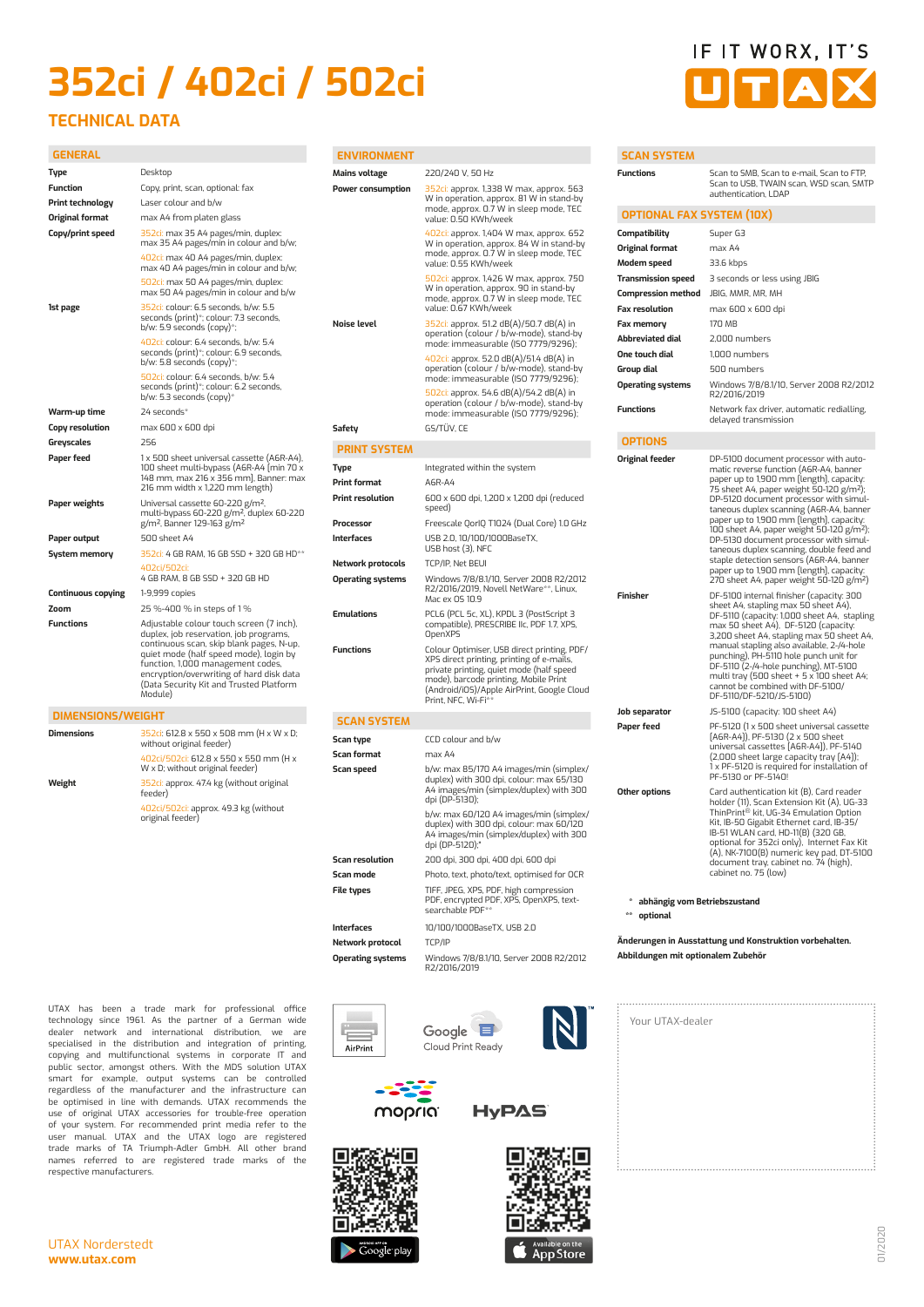# 352ci / 402ci / 502ci

## TECHNICAL DATA

IF IT WORX, IT'S UTAX

### GENERAL

| | |
|---|---|
| **Type** | Desktop |
| **Function** | Copy, print, scan, optional: fax |
| **Print technology** | Laser colour and b/w |
| **Original format** | max A4 from platen glass |
| **Copy/print speed** | 352ci: max 35 A4 pages/min, duplex: max 35 A4 pages/min in colour and b/w; 402ci: max 40 A4 pages/min, duplex: max 40 A4 pages/min in colour and b/w; 502ci: max 50 A4 pages/min, duplex: max 50 A4 pages/min in colour and b/w |
| **1st page** | 352ci: colour: 6.5 seconds, b/w: 5.5 seconds (print)*; colour: 7.3 seconds, b/w: 5.9 seconds (copy)*; 402ci: colour: 6.4 seconds, b/w: 5.4 seconds (print)*; colour: 6.9 seconds, b/w: 5.8 seconds (copy)*; 502ci: colour: 6.4 seconds, b/w: 5.4 seconds (print)*; colour: 6.2 seconds, b/w: 5.3 seconds (copy)* |
| **Warm-up time** | 24 seconds* |
| **Copy resolution** | max 600 x 600 dpi |
| **Greyscales** | 256 |
| **Paper feed** | 1 x 500 sheet universal cassette (A6R-A4), 100 sheet multi-bypass (A6R-A4 [min 70 x 148 mm, max 216 x 356 mm], Banner: max 216 mm width x 1,220 mm length) |
| **Paper weights** | Universal cassette 60-220 g/m², multi-bypass 60-220 g/m², duplex 60-220 g/m², Banner 129-163 g/m² |
| **Paper output** | 500 sheet A4 |
| **System memory** | 352ci: 4 GB RAM, 16 GB SSD + 320 GB HD**; 402ci/502ci: 4 GB RAM, 8 GB SSD + 320 GB HD |
| **Continuous copying** | 1-9,999 copies |
| **Zoom** | 25 %-400 % in steps of 1 % |
| **Functions** | Adjustable colour touch screen (7 inch), duplex, job reservation, job programs, continuous scan, skip blank pages, N-up, quiet mode (half speed mode), login by function, 1,000 management codes, encryption/overwriting of hard disk data (Data Security Kit and Trusted Platform Module) |

### DIMENSIONS/WEIGHT

| | |
|---|---|
| **Dimensions** | 352ci: 612.8 x 550 x 508 mm (H x W x D; without original feeder); 402ci/502ci: 612.8 x 550 x 550 mm (H x W x D; without original feeder) |
| **Weight** | 352ci: approx. 47.4 kg (without original feeder); 402ci/502ci: approx. 49.3 kg (without original feeder) |

### ENVIRONMENT

| | |
|---|---|
| **Mains voltage** | 220/240 V, 50 Hz |
| **Power consumption** | 352ci: approx. 1,338 W max, approx. 563 W in operation, approx. 81 W in stand-by mode, approx. 0.7 W in sleep mode, TEC value: 0.50 KWh/week; 402ci: approx. 1,404 W max, approx. 652 W in operation, approx. 84 W in stand-by mode, approx. 0.7 W in sleep mode, TEC value: 0.55 KWh/week; 502ci: approx. 1,426 W max, approx. 750 W in operation, approx. 90 in stand-by mode, approx. 0.7 W in sleep mode, TEC value: 0.67 KWh/week |
| **Noise level** | 352ci: approx. 51.2 dB(A)/50.7 dB(A) in operation (colour / b/w-mode), stand-by mode: immeasurable (ISO 7779/9296); 402ci: approx. 52.0 dB(A)/51.4 dB(A) in operation (colour / b/w-mode), stand-by mode: immeasurable (ISO 7779/9296); 502ci: approx. 54.6 dB(A)/54.2 dB(A) in operation (colour / b/w-mode), stand-by mode: immeasurable (ISO 7779/9296) |
| **Safety** | GS/TÜV, CE |

### PRINT SYSTEM

| | |
|---|---|
| **Type** | Integrated within the system |
| **Print format** | A6R-A4 |
| **Print resolution** | 600 x 600 dpi, 1,200 x 1,200 dpi (reduced speed) |
| **Processor** | Freescale QorIQ T1024 (Dual Core) 1.0 GHz |
| **Interfaces** | USB 2.0, 10/100/1000BaseTX, USB host (3), NFC |
| **Network protocols** | TCP/IP, Net BEUI |
| **Operating systems** | Windows 7/8/8.1/10, Server 2008 R2/2012 R2/2016/2019, Novell NetWare**, Linux, Mac ex OS 10.9 |
| **Emulations** | PCL6 (PCL 5c, XL), KPDL 3 (PostScript 3 compatible), PRESCRIBE IIc, PDF 1.7, XPS, OpenXPS |
| **Functions** | Colour Optimiser, USB direct printing, PDF/XPS direct printing, printing of e-mails, private printing, quiet mode (half speed mode), barcode printing, Mobile Print (Android/iOS)/Apple AirPrint, Google Cloud Print, NFC, Wi-Fi** |

### SCAN SYSTEM

| | |
|---|---|
| **Scan type** | CCD colour and b/w |
| **Scan format** | max A4 |
| **Scan speed** | b/w: max 85/170 A4 images/min (simplex/duplex) with 300 dpi, colour: max 65/130 A4 images/min (simplex/duplex) with 300 dpi (DP-5130); b/w: max 60/120 A4 images/min (simplex/duplex) with 300 dpi, colour: max 60/120 A4 images/min (simplex/duplex) with 300 dpi (DP-5120);* |
| **Scan resolution** | 200 dpi, 300 dpi, 400 dpi, 600 dpi |
| **Scan mode** | Photo, text, photo/text, optimised for OCR |
| **File types** | TIFF, JPEG, XPS, PDF, high compression PDF, encrypted PDF, XPS, OpenXPS, text-searchable PDF** |
| **Interfaces** | 10/100/1000BaseTX, USB 2.0 |
| **Network protocol** | TCP/IP |
| **Operating systems** | Windows 7/8/8.1/10, Server 2008 R2/2012 R2/2016/2019 |

### SCAN SYSTEM

| | |
|---|---|
| **Functions** | Scan to SMB, Scan to e-mail, Scan to FTP, Scan to USB, TWAIN scan, WSD scan, SMTP authentication, LDAP |

### OPTIONAL FAX SYSTEM (10X)

| | |
|---|---|
| **Compatibility** | Super G3 |
| **Original format** | max A4 |
| **Modem speed** | 33.6 kbps |
| **Transmission speed** | 3 seconds or less using JBIG |
| **Compression method** | JBIG, MMR, MR, MH |
| **Fax resolution** | max 600 x 600 dpi |
| **Fax memory** | 170 MB |
| **Abbreviated dial** | 2,000 numbers |
| **One touch dial** | 1,000 numbers |
| **Group dial** | 500 numbers |
| **Operating systems** | Windows 7/8/8.1/10, Server 2008 R2/2012 R2/2016/2019 |
| **Functions** | Network fax driver, automatic redialling, delayed transmission |

### OPTIONS

| | |
|---|---|
| **Original feeder** | DP-5100 document processor with auto-matic reverse function (A6R-A4, banner paper up to 1,900 mm [length], capacity: 75 sheet A4, paper weight 50-120 g/m²); DP-5120 document processor with simul-taneous duplex scanning (A6R-A4, banner paper up to 1,900 mm [length], capacity: 100 sheet A4, paper weight 50-120 g/m²); DP-5130 document processor with simul-taneous duplex scanning, double feed and staple detection sensors (A6R-A4, banner paper up to 1,900 mm [length], capacity: 270 sheet A4, paper weight 50-120 g/m²) |
| **Finisher** | DF-5100 internal finisher (capacity: 300 sheet A4, stapling max 50 sheet A4), DF-5110 (capacity: 1,000 sheet A4, stapling max 50 sheet A4), DF-5120 (capacity: 3,200 sheet A4, stapling max 50 sheet A4, manual stapling also available, 2-/4-hole punching), PH-5110 hole punch unit for DF-5110 (2-/4-hole punching), MT-5100 multi tray (500 sheet + 5 x 100 sheet A4; cannot be combined with DF-5100/DF-5110/DF-5210/JS-5100) |
| **Job separator** | JS-5100 (capacity: 100 sheet A4) |
| **Paper feed** | PF-5120 (1 x 500 sheet universal cassette [A6R-A4]), PF-5130 (2 x 500 sheet universal cassettes [A6R-A4]), PF-5140 (2,000 sheet large capacity tray [A4]); 1 x PF-5120 is required for installation of PF-5130 or PF-5140! |
| **Other options** | Card authentication kit (B), Card reader holder (11), Scan Extension Kit (A), UG-33 ThinPrint® kit, UG-34 Emulation Option Kit, IB-50 Gigabit Ethernet card, IB-35/IB-51 WLAN card, HD-11(B) (320 GB, optional for 352ci only), Internet Fax Kit (A), NK-7100(B) numeric key pad, DT-5100 document tray, cabinet no. 74 (high), cabinet no. 75 (low) |

\* abhängig vom Betriebszustand
\** optional

**Änderungen in Ausstattung und Konstruktion vorbehalten.**
**Abbildungen mit optionalem Zubehör**

UTAX has been a trade mark for professional office technology since 1961. As the partner of a German wide dealer network and international distribution, we are specialised in the distribution and integration of printing, copying and multifunctional systems in corporate IT and public sector, amongst others. With the MDS solution UTAX smart for example, output systems can be controlled regardless of the manufacturer and the infrastructure can be optimised in line with demands. UTAX recommends the use of original UTAX accessories for trouble-free operation of your system. For recommended print media refer to the user manual. UTAX and the UTAX logo are registered trade marks of TA Triumph-Adler GmbH. All other brand names referred to are registered trade marks of the respective manufacturers.

AirPrint · Google Cloud Print Ready · mopria · HyPAS · Google play · App Store

Your UTAX-dealer

UTAX Norderstedt
**www.utax.com**

01/2020